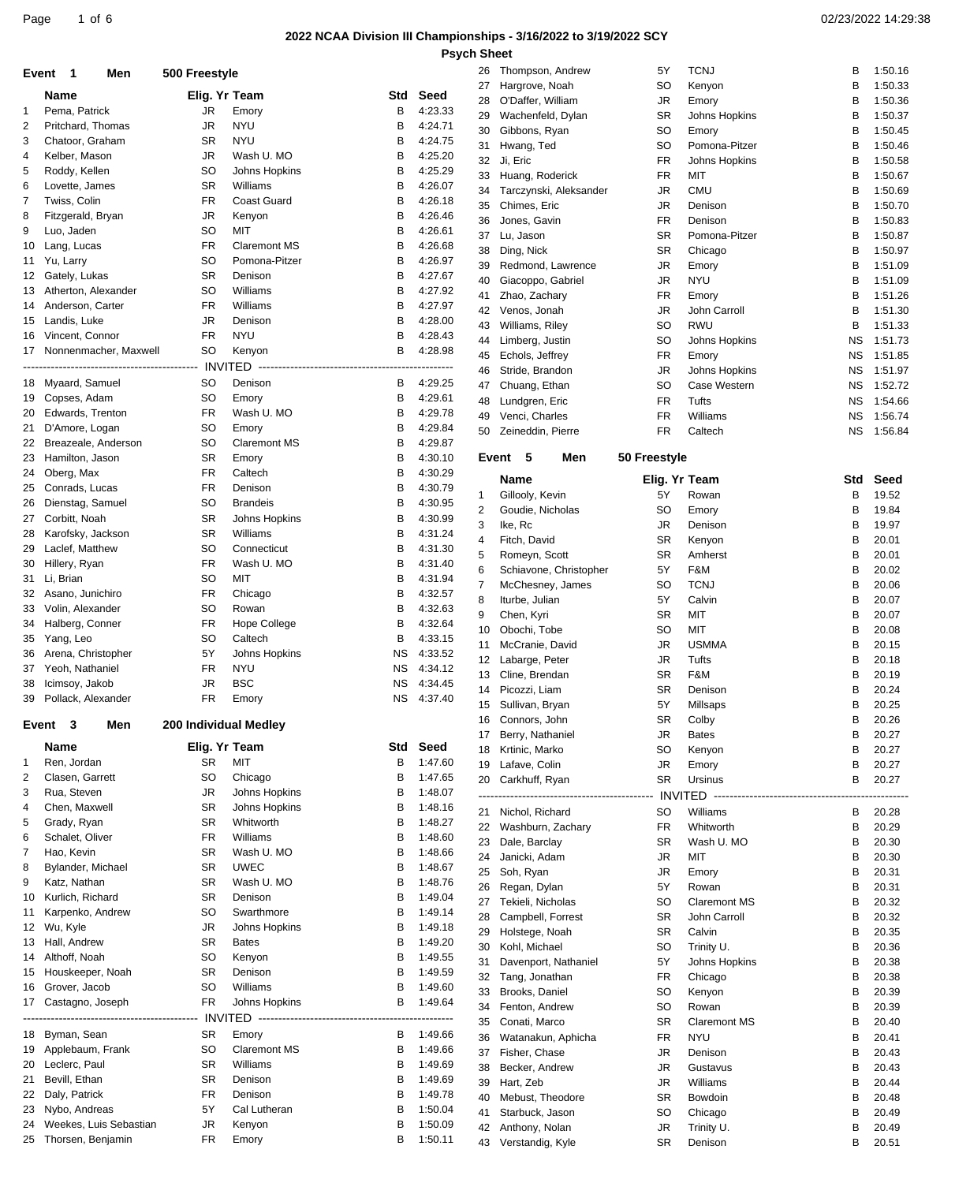## 2022 NCAA Division III Championships - 3/16/2022 to 3/19/2022 SCY

### Psych Sheet

### Event 1 Men 500 Freestyle

| | Name | Elig. Yr | Team | Std | Seed |
|---|---|---|---|---|---|
| 1 | Pema, Patrick | JR | Emory | B | 4:23.33 |
| 2 | Pritchard, Thomas | JR | NYU | B | 4:24.71 |
| 3 | Chatoor, Graham | SR | NYU | B | 4:24.75 |
| 4 | Kelber, Mason | JR | Wash U. MO | B | 4:25.20 |
| 5 | Roddy, Kellen | SO | Johns Hopkins | B | 4:25.29 |
| 6 | Lovette, James | SR | Williams | B | 4:26.07 |
| 7 | Twiss, Colin | FR | Coast Guard | B | 4:26.18 |
| 8 | Fitzgerald, Bryan | JR | Kenyon | B | 4:26.46 |
| 9 | Luo, Jaden | SO | MIT | B | 4:26.61 |
| 10 | Lang, Lucas | FR | Claremont MS | B | 4:26.68 |
| 11 | Yu, Larry | SO | Pomona-Pitzer | B | 4:26.97 |
| 12 | Gately, Lukas | SR | Denison | B | 4:27.67 |
| 13 | Atherton, Alexander | SO | Williams | B | 4:27.92 |
| 14 | Anderson, Carter | FR | Williams | B | 4:27.97 |
| 15 | Landis, Luke | JR | Denison | B | 4:28.00 |
| 16 | Vincent, Connor | FR | NYU | B | 4:28.43 |
| 17 | Nonnenmacher, Maxwell | SO | Kenyon | B | 4:28.98 |
| | INVITED | | | | |
| 18 | Myaard, Samuel | SO | Denison | B | 4:29.25 |
| 19 | Copses, Adam | SO | Emory | B | 4:29.61 |
| 20 | Edwards, Trenton | FR | Wash U. MO | B | 4:29.78 |
| 21 | D'Amore, Logan | SO | Emory | B | 4:29.84 |
| 22 | Breazeale, Anderson | SO | Claremont MS | B | 4:29.87 |
| 23 | Hamilton, Jason | SR | Emory | B | 4:30.10 |
| 24 | Oberg, Max | FR | Caltech | B | 4:30.29 |
| 25 | Conrads, Lucas | FR | Denison | B | 4:30.79 |
| 26 | Dienstag, Samuel | SO | Brandeis | B | 4:30.95 |
| 27 | Corbitt, Noah | SR | Johns Hopkins | B | 4:30.99 |
| 28 | Karofsky, Jackson | SR | Williams | B | 4:31.24 |
| 29 | Laclef, Matthew | SO | Connecticut | B | 4:31.30 |
| 30 | Hillery, Ryan | FR | Wash U. MO | B | 4:31.40 |
| 31 | Li, Brian | SO | MIT | B | 4:31.94 |
| 32 | Asano, Junichiro | FR | Chicago | B | 4:32.57 |
| 33 | Volin, Alexander | SO | Rowan | B | 4:32.63 |
| 34 | Halberg, Conner | FR | Hope College | B | 4:32.64 |
| 35 | Yang, Leo | SO | Caltech | B | 4:33.15 |
| 36 | Arena, Christopher | 5Y | Johns Hopkins | NS | 4:33.52 |
| 37 | Yeoh, Nathaniel | FR | NYU | NS | 4:34.12 |
| 38 | Icimsoy, Jakob | JR | BSC | NS | 4:34.45 |
| 39 | Pollack, Alexander | FR | Emory | NS | 4:37.40 |

### Event 3 Men 200 Individual Medley

| | Name | Elig. Yr | Team | Std | Seed |
|---|---|---|---|---|---|
| 1 | Ren, Jordan | SR | MIT | B | 1:47.60 |
| 2 | Clasen, Garrett | SO | Chicago | B | 1:47.65 |
| 3 | Rua, Steven | JR | Johns Hopkins | B | 1:48.07 |
| 4 | Chen, Maxwell | SR | Johns Hopkins | B | 1:48.16 |
| 5 | Grady, Ryan | SR | Whitworth | B | 1:48.27 |
| 6 | Schalet, Oliver | FR | Williams | B | 1:48.60 |
| 7 | Hao, Kevin | SR | Wash U. MO | B | 1:48.66 |
| 8 | Bylander, Michael | SR | UWEC | B | 1:48.67 |
| 9 | Katz, Nathan | SR | Wash U. MO | B | 1:48.76 |
| 10 | Kurlich, Richard | SR | Denison | B | 1:49.04 |
| 11 | Karpenko, Andrew | SO | Swarthmore | B | 1:49.14 |
| 12 | Wu, Kyle | JR | Johns Hopkins | B | 1:49.18 |
| 13 | Hall, Andrew | SR | Bates | B | 1:49.20 |
| 14 | Althoff, Noah | SO | Kenyon | B | 1:49.55 |
| 15 | Houskeeper, Noah | SR | Denison | B | 1:49.59 |
| 16 | Grover, Jacob | SO | Williams | B | 1:49.60 |
| 17 | Castagno, Joseph | FR | Johns Hopkins | B | 1:49.64 |
| | INVITED | | | | |
| 18 | Byman, Sean | SR | Emory | B | 1:49.66 |
| 19 | Applebaum, Frank | SO | Claremont MS | B | 1:49.66 |
| 20 | Leclerc, Paul | SR | Williams | B | 1:49.69 |
| 21 | Bevill, Ethan | SR | Denison | B | 1:49.69 |
| 22 | Daly, Patrick | FR | Denison | B | 1:49.78 |
| 23 | Nybo, Andreas | 5Y | Cal Lutheran | B | 1:50.04 |
| 24 | Weekes, Luis Sebastian | JR | Kenyon | B | 1:50.09 |
| 25 | Thorsen, Benjamin | FR | Emory | B | 1:50.11 |
| 26 | Thompson, Andrew | 5Y | TCNJ | B | 1:50.16 |
| 27 | Hargrove, Noah | SO | Kenyon | B | 1:50.33 |
| 28 | O'Daffer, William | JR | Emory | B | 1:50.36 |
| 29 | Wachenfeld, Dylan | SR | Johns Hopkins | B | 1:50.37 |
| 30 | Gibbons, Ryan | SO | Emory | B | 1:50.45 |
| 31 | Hwang, Ted | SO | Pomona-Pitzer | B | 1:50.46 |
| 32 | Ji, Eric | FR | Johns Hopkins | B | 1:50.58 |
| 33 | Huang, Roderick | FR | MIT | B | 1:50.67 |
| 34 | Tarczynski, Aleksander | JR | CMU | B | 1:50.69 |
| 35 | Chimes, Eric | JR | Denison | B | 1:50.70 |
| 36 | Jones, Gavin | FR | Denison | B | 1:50.83 |
| 37 | Lu, Jason | SR | Pomona-Pitzer | B | 1:50.87 |
| 38 | Ding, Nick | SR | Chicago | B | 1:50.97 |
| 39 | Redmond, Lawrence | JR | Emory | B | 1:51.09 |
| 40 | Giacoppo, Gabriel | JR | NYU | B | 1:51.09 |
| 41 | Zhao, Zachary | FR | Emory | B | 1:51.26 |
| 42 | Venos, Jonah | JR | John Carroll | B | 1:51.30 |
| 43 | Williams, Riley | SO | RWU | B | 1:51.33 |
| 44 | Limberg, Justin | SO | Johns Hopkins | NS | 1:51.73 |
| 45 | Echols, Jeffrey | FR | Emory | NS | 1:51.85 |
| 46 | Stride, Brandon | JR | Johns Hopkins | NS | 1:51.97 |
| 47 | Chuang, Ethan | SO | Case Western | NS | 1:52.72 |
| 48 | Lundgren, Eric | FR | Tufts | NS | 1:54.66 |
| 49 | Venci, Charles | FR | Williams | NS | 1:56.74 |
| 50 | Zeineddin, Pierre | FR | Caltech | NS | 1:56.84 |

### Event 5 Men 50 Freestyle

| | Name | Elig. Yr | Team | Std | Seed |
|---|---|---|---|---|---|
| 1 | Gillooly, Kevin | 5Y | Rowan | B | 19.52 |
| 2 | Goudie, Nicholas | SO | Emory | B | 19.84 |
| 3 | Ike, Rc | JR | Denison | B | 19.97 |
| 4 | Fitch, David | SR | Kenyon | B | 20.01 |
| 5 | Romeyn, Scott | SR | Amherst | B | 20.01 |
| 6 | Schiavone, Christopher | 5Y | F&M | B | 20.02 |
| 7 | McChesney, James | SO | TCNJ | B | 20.06 |
| 8 | Iturbe, Julian | 5Y | Calvin | B | 20.07 |
| 9 | Chen, Kyri | SR | MIT | B | 20.07 |
| 10 | Obochi, Tobe | SO | MIT | B | 20.08 |
| 11 | McCranie, David | JR | USMMA | B | 20.15 |
| 12 | Labarge, Peter | JR | Tufts | B | 20.18 |
| 13 | Cline, Brendan | SR | F&M | B | 20.19 |
| 14 | Picozzi, Liam | SR | Denison | B | 20.24 |
| 15 | Sullivan, Bryan | 5Y | Millsaps | B | 20.25 |
| 16 | Connors, John | SR | Colby | B | 20.26 |
| 17 | Berry, Nathaniel | JR | Bates | B | 20.27 |
| 18 | Krtinic, Marko | SO | Kenyon | B | 20.27 |
| 19 | Lafave, Colin | JR | Emory | B | 20.27 |
| 20 | Carkhuff, Ryan | SR | Ursinus | B | 20.27 |
| | INVITED | | | | |
| 21 | Nichol, Richard | SO | Williams | B | 20.28 |
| 22 | Washburn, Zachary | FR | Whitworth | B | 20.29 |
| 23 | Dale, Barclay | SR | Wash U. MO | B | 20.30 |
| 24 | Janicki, Adam | JR | MIT | B | 20.30 |
| 25 | Soh, Ryan | JR | Emory | B | 20.31 |
| 26 | Regan, Dylan | 5Y | Rowan | B | 20.31 |
| 27 | Tekieli, Nicholas | SO | Claremont MS | B | 20.32 |
| 28 | Campbell, Forrest | SR | John Carroll | B | 20.32 |
| 29 | Holstege, Noah | SR | Calvin | B | 20.35 |
| 30 | Kohl, Michael | SO | Trinity U. | B | 20.36 |
| 31 | Davenport, Nathaniel | 5Y | Johns Hopkins | B | 20.38 |
| 32 | Tang, Jonathan | FR | Chicago | B | 20.38 |
| 33 | Brooks, Daniel | SO | Kenyon | B | 20.39 |
| 34 | Fenton, Andrew | SO | Rowan | B | 20.39 |
| 35 | Conati, Marco | SR | Claremont MS | B | 20.40 |
| 36 | Watanakun, Aphicha | FR | NYU | B | 20.41 |
| 37 | Fisher, Chase | JR | Denison | B | 20.43 |
| 38 | Becker, Andrew | JR | Gustavus | B | 20.43 |
| 39 | Hart, Zeb | JR | Williams | B | 20.44 |
| 40 | Mebust, Theodore | SR | Bowdoin | B | 20.48 |
| 41 | Starbuck, Jason | SO | Chicago | B | 20.49 |
| 42 | Anthony, Nolan | JR | Trinity U. | B | 20.49 |
| 43 | Verstandig, Kyle | SR | Denison | B | 20.51 |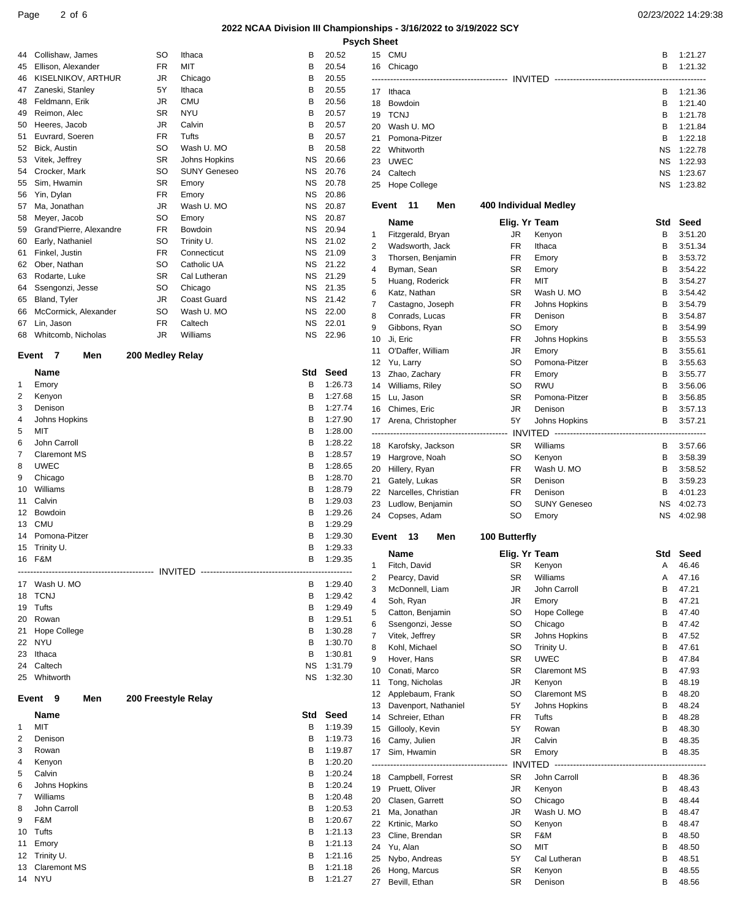## 2022 NCAA Division III Championships - 3/16/2022 to 3/19/2022 SCY

### Psych Sheet

| # | Name | Yr | Team | Std | Seed |
|---|---|---|---|---|---|
| 44 | Collishaw, James | SO | Ithaca | B | 20.52 |
| 45 | Ellison, Alexander | FR | MIT | B | 20.54 |
| 46 | KISELNIKOV, ARTHUR | JR | Chicago | B | 20.55 |
| 47 | Zaneski, Stanley | 5Y | Ithaca | B | 20.55 |
| 48 | Feldmann, Erik | JR | CMU | B | 20.56 |
| 49 | Reimon, Alec | SR | NYU | B | 20.57 |
| 50 | Heeres, Jacob | JR | Calvin | B | 20.57 |
| 51 | Euvrard, Soeren | FR | Tufts | B | 20.57 |
| 52 | Bick, Austin | SO | Wash U. MO | B | 20.58 |
| 53 | Vitek, Jeffrey | SR | Johns Hopkins | NS | 20.66 |
| 54 | Crocker, Mark | SO | SUNY Geneseo | NS | 20.76 |
| 55 | Sim, Hwamin | SR | Emory | NS | 20.78 |
| 56 | Yin, Dylan | FR | Emory | NS | 20.86 |
| 57 | Ma, Jonathan | JR | Wash U. MO | NS | 20.87 |
| 58 | Meyer, Jacob | SO | Emory | NS | 20.87 |
| 59 | Grand'Pierre, Alexandre | FR | Bowdoin | NS | 20.94 |
| 60 | Early, Nathaniel | SO | Trinity U. | NS | 21.02 |
| 61 | Finkel, Justin | FR | Connecticut | NS | 21.09 |
| 62 | Ober, Nathan | SO | Catholic UA | NS | 21.22 |
| 63 | Rodarte, Luke | SR | Cal Lutheran | NS | 21.29 |
| 64 | Ssengonzi, Jesse | SO | Chicago | NS | 21.35 |
| 65 | Bland, Tyler | JR | Coast Guard | NS | 21.42 |
| 66 | McCormick, Alexander | SO | Wash U. MO | NS | 22.00 |
| 67 | Lin, Jason | FR | Caltech | NS | 22.01 |
| 68 | Whitcomb, Nicholas | JR | Williams | NS | 22.96 |

### Event 7 Men 200 Medley Relay

| # | Name | Std | Seed |
|---|---|---|---|
| 1 | Emory | B | 1:26.73 |
| 2 | Kenyon | B | 1:27.68 |
| 3 | Denison | B | 1:27.74 |
| 4 | Johns Hopkins | B | 1:27.90 |
| 5 | MIT | B | 1:28.00 |
| 6 | John Carroll | B | 1:28.22 |
| 7 | Claremont MS | B | 1:28.57 |
| 8 | UWEC | B | 1:28.65 |
| 9 | Chicago | B | 1:28.70 |
| 10 | Williams | B | 1:28.79 |
| 11 | Calvin | B | 1:29.03 |
| 12 | Bowdoin | B | 1:29.26 |
| 13 | CMU | B | 1:29.29 |
| 14 | Pomona-Pitzer | B | 1:29.30 |
| 15 | Trinity U. | B | 1:29.33 |
| 16 | F&M | B | 1:29.35 |
| | INVITED | | |
| 17 | Wash U. MO | B | 1:29.40 |
| 18 | TCNJ | B | 1:29.42 |
| 19 | Tufts | B | 1:29.49 |
| 20 | Rowan | B | 1:29.51 |
| 21 | Hope College | B | 1:30.28 |
| 22 | NYU | B | 1:30.70 |
| 23 | Ithaca | B | 1:30.81 |
| 24 | Caltech | NS | 1:31.79 |
| 25 | Whitworth | NS | 1:32.30 |

### Event 9 Men 200 Freestyle Relay

| # | Name | Std | Seed |
|---|---|---|---|
| 1 | MIT | B | 1:19.39 |
| 2 | Denison | B | 1:19.73 |
| 3 | Rowan | B | 1:19.87 |
| 4 | Kenyon | B | 1:20.20 |
| 5 | Calvin | B | 1:20.24 |
| 6 | Johns Hopkins | B | 1:20.24 |
| 7 | Williams | B | 1:20.48 |
| 8 | John Carroll | B | 1:20.53 |
| 9 | F&M | B | 1:20.67 |
| 10 | Tufts | B | 1:21.13 |
| 11 | Emory | B | 1:21.13 |
| 12 | Trinity U. | B | 1:21.16 |
| 13 | Claremont MS | B | 1:21.18 |
| 14 | NYU | B | 1:21.27 |
| 15 | CMU | B | 1:21.27 |
| 16 | Chicago | B | 1:21.32 |
| | INVITED | | |
| 17 | Ithaca | B | 1:21.36 |
| 18 | Bowdoin | B | 1:21.40 |
| 19 | TCNJ | B | 1:21.78 |
| 20 | Wash U. MO | B | 1:21.84 |
| 21 | Pomona-Pitzer | B | 1:22.18 |
| 22 | Whitworth | NS | 1:22.78 |
| 23 | UWEC | NS | 1:22.93 |
| 24 | Caltech | NS | 1:23.67 |
| 25 | Hope College | NS | 1:23.82 |

### Event 11 Men 400 Individual Medley

| # | Name | Elig. Yr | Team | Std | Seed |
|---|---|---|---|---|---|
| 1 | Fitzgerald, Bryan | JR | Kenyon | B | 3:51.20 |
| 2 | Wadsworth, Jack | FR | Ithaca | B | 3:51.34 |
| 3 | Thorsen, Benjamin | FR | Emory | B | 3:53.72 |
| 4 | Byman, Sean | SR | Emory | B | 3:54.22 |
| 5 | Huang, Roderick | FR | MIT | B | 3:54.27 |
| 6 | Katz, Nathan | SR | Wash U. MO | B | 3:54.42 |
| 7 | Castagno, Joseph | FR | Johns Hopkins | B | 3:54.79 |
| 8 | Conrads, Lucas | FR | Denison | B | 3:54.87 |
| 9 | Gibbons, Ryan | SO | Emory | B | 3:54.99 |
| 10 | Ji, Eric | FR | Johns Hopkins | B | 3:55.53 |
| 11 | O'Daffer, William | JR | Emory | B | 3:55.61 |
| 12 | Yu, Larry | SO | Pomona-Pitzer | B | 3:55.63 |
| 13 | Zhao, Zachary | FR | Emory | B | 3:55.77 |
| 14 | Williams, Riley | SO | RWU | B | 3:56.06 |
| 15 | Lu, Jason | SR | Pomona-Pitzer | B | 3:56.85 |
| 16 | Chimes, Eric | JR | Denison | B | 3:57.13 |
| 17 | Arena, Christopher | 5Y | Johns Hopkins | B | 3:57.21 |
| | INVITED | | | | |
| 18 | Karofsky, Jackson | SR | Williams | B | 3:57.66 |
| 19 | Hargrove, Noah | SO | Kenyon | B | 3:58.39 |
| 20 | Hillery, Ryan | FR | Wash U. MO | B | 3:58.52 |
| 21 | Gately, Lukas | SR | Denison | B | 3:59.23 |
| 22 | Narcelles, Christian | FR | Denison | B | 4:01.23 |
| 23 | Ludlow, Benjamin | SO | SUNY Geneseo | NS | 4:02.73 |
| 24 | Copses, Adam | SO | Emory | NS | 4:02.98 |

### Event 13 Men 100 Butterfly

| # | Name | Elig. Yr | Team | Std | Seed |
|---|---|---|---|---|---|
| 1 | Fitch, David | SR | Kenyon | A | 46.46 |
| 2 | Pearcy, David | SR | Williams | A | 47.16 |
| 3 | McDonnell, Liam | JR | John Carroll | B | 47.21 |
| 4 | Soh, Ryan | JR | Emory | B | 47.21 |
| 5 | Catton, Benjamin | SO | Hope College | B | 47.40 |
| 6 | Ssengonzi, Jesse | SO | Chicago | B | 47.42 |
| 7 | Vitek, Jeffrey | SR | Johns Hopkins | B | 47.52 |
| 8 | Kohl, Michael | SO | Trinity U. | B | 47.61 |
| 9 | Hover, Hans | SR | UWEC | B | 47.84 |
| 10 | Conati, Marco | SR | Claremont MS | B | 47.93 |
| 11 | Tong, Nicholas | JR | Kenyon | B | 48.19 |
| 12 | Applebaum, Frank | SO | Claremont MS | B | 48.20 |
| 13 | Davenport, Nathaniel | 5Y | Johns Hopkins | B | 48.24 |
| 14 | Schreier, Ethan | FR | Tufts | B | 48.28 |
| 15 | Gillooly, Kevin | 5Y | Rowan | B | 48.30 |
| 16 | Camy, Julien | JR | Calvin | B | 48.35 |
| 17 | Sim, Hwamin | SR | Emory | B | 48.35 |
| | INVITED | | | | |
| 18 | Campbell, Forrest | SR | John Carroll | B | 48.36 |
| 19 | Pruett, Oliver | JR | Kenyon | B | 48.43 |
| 20 | Clasen, Garrett | SO | Chicago | B | 48.44 |
| 21 | Ma, Jonathan | JR | Wash U. MO | B | 48.47 |
| 22 | Krtinic, Marko | SO | Kenyon | B | 48.47 |
| 23 | Cline, Brendan | SR | F&M | B | 48.50 |
| 24 | Yu, Alan | SO | MIT | B | 48.50 |
| 25 | Nybo, Andreas | 5Y | Cal Lutheran | B | 48.51 |
| 26 | Hong, Marcus | SR | Kenyon | B | 48.55 |
| 27 | Bevill, Ethan | SR | Denison | B | 48.56 |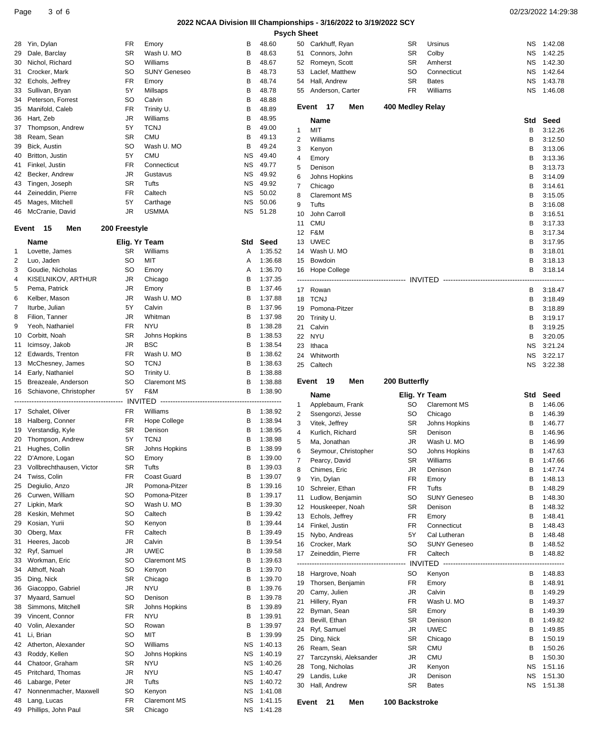## 2022 NCAA Division III Championships - 3/16/2022 to 3/19/2022 SCY

### Psych Sheet

| # | Name | Elig. Yr | Team | Std | Seed |
|---|---|---|---|---|---|
| 28 | Yin, Dylan | FR | Emory | B | 48.60 |
| 29 | Dale, Barclay | SR | Wash U. MO | B | 48.63 |
| 30 | Nichol, Richard | SO | Williams | B | 48.67 |
| 31 | Crocker, Mark | SO | SUNY Geneseo | B | 48.73 |
| 32 | Echols, Jeffrey | FR | Emory | B | 48.74 |
| 33 | Sullivan, Bryan | 5Y | Millsaps | B | 48.78 |
| 34 | Peterson, Forrest | SO | Calvin | B | 48.88 |
| 35 | Manifold, Caleb | FR | Trinity U. | B | 48.89 |
| 36 | Hart, Zeb | JR | Williams | B | 48.95 |
| 37 | Thompson, Andrew | 5Y | TCNJ | B | 49.00 |
| 38 | Ream, Sean | SR | CMU | B | 49.13 |
| 39 | Bick, Austin | SO | Wash U. MO | B | 49.24 |
| 40 | Britton, Justin | 5Y | CMU | NS | 49.40 |
| 41 | Finkel, Justin | FR | Connecticut | NS | 49.77 |
| 42 | Becker, Andrew | JR | Gustavus | NS | 49.92 |
| 43 | Tingen, Joseph | SR | Tufts | NS | 49.92 |
| 44 | Zeineddin, Pierre | FR | Caltech | NS | 50.02 |
| 45 | Mages, Mitchell | 5Y | Carthage | NS | 50.06 |
| 46 | McCranie, David | JR | USMMA | NS | 51.28 |

### Event 15 Men 200 Freestyle

| # | Name | Elig. Yr | Team | Std | Seed |
|---|---|---|---|---|---|
| 1 | Lovette, James | SR | Williams | A | 1:35.52 |
| 2 | Luo, Jaden | SO | MIT | A | 1:36.68 |
| 3 | Goudie, Nicholas | SO | Emory | A | 1:36.70 |
| 4 | KISELNIKOV, ARTHUR | JR | Chicago | B | 1:37.35 |
| 5 | Pema, Patrick | JR | Emory | B | 1:37.46 |
| 6 | Kelber, Mason | JR | Wash U. MO | B | 1:37.88 |
| 7 | Iturbe, Julian | 5Y | Calvin | B | 1:37.96 |
| 8 | Filion, Tanner | JR | Whitman | B | 1:37.98 |
| 9 | Yeoh, Nathaniel | FR | NYU | B | 1:38.28 |
| 10 | Corbitt, Noah | SR | Johns Hopkins | B | 1:38.53 |
| 11 | Icimsoy, Jakob | JR | BSC | B | 1:38.54 |
| 12 | Edwards, Trenton | FR | Wash U. MO | B | 1:38.62 |
| 13 | McChesney, James | SO | TCNJ | B | 1:38.63 |
| 14 | Early, Nathaniel | SO | Trinity U. | B | 1:38.88 |
| 15 | Breazeale, Anderson | SO | Claremont MS | B | 1:38.88 |
| 16 | Schiavone, Christopher | 5Y | F&M | B | 1:38.90 |
| | INVITED | | | | |
| 17 | Schalet, Oliver | FR | Williams | B | 1:38.92 |
| 18 | Halberg, Conner | FR | Hope College | B | 1:38.94 |
| 19 | Verstandig, Kyle | SR | Denison | B | 1:38.95 |
| 20 | Thompson, Andrew | 5Y | TCNJ | B | 1:38.98 |
| 21 | Hughes, Collin | SR | Johns Hopkins | B | 1:38.99 |
| 22 | D'Amore, Logan | SO | Emory | B | 1:39.00 |
| 23 | Vollbrechthausen, Victor | SR | Tufts | B | 1:39.03 |
| 24 | Twiss, Colin | FR | Coast Guard | B | 1:39.07 |
| 25 | Degiulio, Anzo | JR | Pomona-Pitzer | B | 1:39.16 |
| 26 | Curwen, William | SO | Pomona-Pitzer | B | 1:39.17 |
| 27 | Lipkin, Mark | SO | Wash U. MO | B | 1:39.30 |
| 28 | Keskin, Mehmet | SO | Caltech | B | 1:39.42 |
| 29 | Kosian, Yurii | SO | Kenyon | B | 1:39.44 |
| 30 | Oberg, Max | FR | Caltech | B | 1:39.49 |
| 31 | Heeres, Jacob | JR | Calvin | B | 1:39.54 |
| 32 | Ryf, Samuel | JR | UWEC | B | 1:39.58 |
| 33 | Workman, Eric | SO | Claremont MS | B | 1:39.63 |
| 34 | Althoff, Noah | SO | Kenyon | B | 1:39.70 |
| 35 | Ding, Nick | SR | Chicago | B | 1:39.70 |
| 36 | Giacoppo, Gabriel | JR | NYU | B | 1:39.76 |
| 37 | Myaard, Samuel | SO | Denison | B | 1:39.78 |
| 38 | Simmons, Mitchell | SR | Johns Hopkins | B | 1:39.89 |
| 39 | Vincent, Connor | FR | NYU | B | 1:39.91 |
| 40 | Volin, Alexander | SO | Rowan | B | 1:39.97 |
| 41 | Li, Brian | SO | MIT | B | 1:39.99 |
| 42 | Atherton, Alexander | SO | Williams | NS | 1:40.13 |
| 43 | Roddy, Kellen | SO | Johns Hopkins | NS | 1:40.19 |
| 44 | Chatoor, Graham | SR | NYU | NS | 1:40.26 |
| 45 | Pritchard, Thomas | JR | NYU | NS | 1:40.47 |
| 46 | Labarge, Peter | JR | Tufts | NS | 1:40.72 |
| 47 | Nonnenmacher, Maxwell | SO | Kenyon | NS | 1:41.08 |
| 48 | Lang, Lucas | FR | Claremont MS | NS | 1:41.15 |
| 49 | Phillips, John Paul | SR | Chicago | NS | 1:41.28 |
| 50 | Carkhuff, Ryan | SR | Ursinus | NS | 1:42.08 |
| 51 | Connors, John | SR | Colby | NS | 1:42.25 |
| 52 | Romeyn, Scott | SR | Amherst | NS | 1:42.30 |
| 53 | Laclef, Matthew | SO | Connecticut | NS | 1:42.64 |
| 54 | Hall, Andrew | SR | Bates | NS | 1:43.78 |
| 55 | Anderson, Carter | FR | Williams | NS | 1:46.08 |

### Event 17 Men 400 Medley Relay

| # | Name | Std | Seed |
|---|---|---|---|
| 1 | MIT | B | 3:12.26 |
| 2 | Williams | B | 3:12.50 |
| 3 | Kenyon | B | 3:13.06 |
| 4 | Emory | B | 3:13.36 |
| 5 | Denison | B | 3:13.73 |
| 6 | Johns Hopkins | B | 3:14.09 |
| 7 | Chicago | B | 3:14.61 |
| 8 | Claremont MS | B | 3:15.05 |
| 9 | Tufts | B | 3:16.08 |
| 10 | John Carroll | B | 3:16.51 |
| 11 | CMU | B | 3:17.33 |
| 12 | F&M | B | 3:17.34 |
| 13 | UWEC | B | 3:17.95 |
| 14 | Wash U. MO | B | 3:18.01 |
| 15 | Bowdoin | B | 3:18.13 |
| 16 | Hope College | B | 3:18.14 |
| | INVITED | | |
| 17 | Rowan | B | 3:18.47 |
| 18 | TCNJ | B | 3:18.49 |
| 19 | Pomona-Pitzer | B | 3:18.89 |
| 20 | Trinity U. | B | 3:19.17 |
| 21 | Calvin | B | 3:19.25 |
| 22 | NYU | B | 3:20.05 |
| 23 | Ithaca | NS | 3:21.24 |
| 24 | Whitworth | NS | 3:22.17 |
| 25 | Caltech | NS | 3:22.38 |

### Event 19 Men 200 Butterfly

| # | Name | Elig. Yr | Team | Std | Seed |
|---|---|---|---|---|---|
| 1 | Applebaum, Frank | SO | Claremont MS | B | 1:46.06 |
| 2 | Ssengonzi, Jesse | SO | Chicago | B | 1:46.39 |
| 3 | Vitek, Jeffrey | SR | Johns Hopkins | B | 1:46.77 |
| 4 | Kurlich, Richard | SR | Denison | B | 1:46.96 |
| 5 | Ma, Jonathan | JR | Wash U. MO | B | 1:46.99 |
| 6 | Seymour, Christopher | SO | Johns Hopkins | B | 1:47.63 |
| 7 | Pearcy, David | SR | Williams | B | 1:47.66 |
| 8 | Chimes, Eric | JR | Denison | B | 1:47.74 |
| 9 | Yin, Dylan | FR | Emory | B | 1:48.13 |
| 10 | Schreier, Ethan | FR | Tufts | B | 1:48.29 |
| 11 | Ludlow, Benjamin | SO | SUNY Geneseo | B | 1:48.30 |
| 12 | Houskeeper, Noah | SR | Denison | B | 1:48.32 |
| 13 | Echols, Jeffrey | FR | Emory | B | 1:48.41 |
| 14 | Finkel, Justin | FR | Connecticut | B | 1:48.43 |
| 15 | Nybo, Andreas | 5Y | Cal Lutheran | B | 1:48.48 |
| 16 | Crocker, Mark | SO | SUNY Geneseo | B | 1:48.52 |
| 17 | Zeineddin, Pierre | FR | Caltech | B | 1:48.82 |
| | INVITED | | | | |
| 18 | Hargrove, Noah | SO | Kenyon | B | 1:48.83 |
| 19 | Thorsen, Benjamin | FR | Emory | B | 1:48.91 |
| 20 | Camy, Julien | JR | Calvin | B | 1:49.29 |
| 21 | Hillery, Ryan | FR | Wash U. MO | B | 1:49.37 |
| 22 | Byman, Sean | SR | Emory | B | 1:49.39 |
| 23 | Bevill, Ethan | SR | Denison | B | 1:49.82 |
| 24 | Ryf, Samuel | JR | UWEC | B | 1:49.85 |
| 25 | Ding, Nick | SR | Chicago | B | 1:50.19 |
| 26 | Ream, Sean | SR | CMU | B | 1:50.26 |
| 27 | Tarczynski, Aleksander | JR | CMU | B | 1:50.30 |
| 28 | Tong, Nicholas | JR | Kenyon | NS | 1:51.16 |
| 29 | Landis, Luke | JR | Denison | NS | 1:51.30 |
| 30 | Hall, Andrew | SR | Bates | NS | 1:51.38 |

### Event 21 Men 100 Backstroke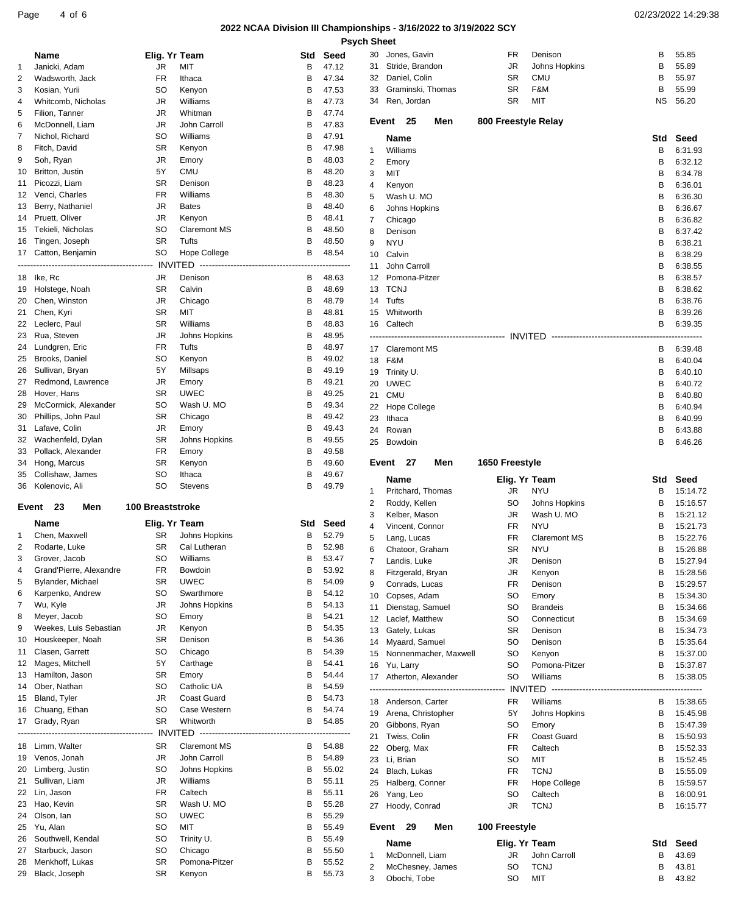## 2022 NCAA Division III Championships - 3/16/2022 to 3/19/2022 SCY

### Psych Sheet

| | Name | Elig. Yr | Team | Std | Seed |
|---|---|---|---|---|---|
| 1 | Janicki, Adam | JR | MIT | B | 47.12 |
| 2 | Wadsworth, Jack | FR | Ithaca | B | 47.34 |
| 3 | Kosian, Yurii | SO | Kenyon | B | 47.53 |
| 4 | Whitcomb, Nicholas | JR | Williams | B | 47.73 |
| 5 | Filion, Tanner | JR | Whitman | B | 47.74 |
| 6 | McDonnell, Liam | JR | John Carroll | B | 47.83 |
| 7 | Nichol, Richard | SO | Williams | B | 47.91 |
| 8 | Fitch, David | SR | Kenyon | B | 47.98 |
| 9 | Soh, Ryan | JR | Emory | B | 48.03 |
| 10 | Britton, Justin | 5Y | CMU | B | 48.20 |
| 11 | Picozzi, Liam | SR | Denison | B | 48.23 |
| 12 | Venci, Charles | FR | Williams | B | 48.30 |
| 13 | Berry, Nathaniel | JR | Bates | B | 48.40 |
| 14 | Pruett, Oliver | JR | Kenyon | B | 48.41 |
| 15 | Tekieli, Nicholas | SO | Claremont MS | B | 48.50 |
| 16 | Tingen, Joseph | SR | Tufts | B | 48.50 |
| 17 | Catton, Benjamin | SO | Hope College | B | 48.54 |
| | INVITED | | | | |
| 18 | Ike, Rc | JR | Denison | B | 48.63 |
| 19 | Holstege, Noah | SR | Calvin | B | 48.69 |
| 20 | Chen, Winston | JR | Chicago | B | 48.79 |
| 21 | Chen, Kyri | SR | MIT | B | 48.81 |
| 22 | Leclerc, Paul | SR | Williams | B | 48.83 |
| 23 | Rua, Steven | JR | Johns Hopkins | B | 48.95 |
| 24 | Lundgren, Eric | FR | Tufts | B | 48.97 |
| 25 | Brooks, Daniel | SO | Kenyon | B | 49.02 |
| 26 | Sullivan, Bryan | 5Y | Millsaps | B | 49.19 |
| 27 | Redmond, Lawrence | JR | Emory | B | 49.21 |
| 28 | Hover, Hans | SR | UWEC | B | 49.25 |
| 29 | McCormick, Alexander | SO | Wash U. MO | B | 49.34 |
| 30 | Phillips, John Paul | SR | Chicago | B | 49.42 |
| 31 | Lafave, Colin | JR | Emory | B | 49.43 |
| 32 | Wachenfeld, Dylan | SR | Johns Hopkins | B | 49.55 |
| 33 | Pollack, Alexander | FR | Emory | B | 49.58 |
| 34 | Hong, Marcus | SR | Kenyon | B | 49.60 |
| 35 | Collishaw, James | SO | Ithaca | B | 49.67 |
| 36 | Kolenovic, Ali | SO | Stevens | B | 49.79 |

### Event 23 Men 100 Breaststroke

| | Name | Elig. Yr | Team | Std | Seed |
|---|---|---|---|---|---|
| 1 | Chen, Maxwell | SR | Johns Hopkins | B | 52.79 |
| 2 | Rodarte, Luke | SR | Cal Lutheran | B | 52.98 |
| 3 | Grover, Jacob | SO | Williams | B | 53.47 |
| 4 | Grand'Pierre, Alexandre | FR | Bowdoin | B | 53.92 |
| 5 | Bylander, Michael | SR | UWEC | B | 54.09 |
| 6 | Karpenko, Andrew | SO | Swarthmore | B | 54.12 |
| 7 | Wu, Kyle | JR | Johns Hopkins | B | 54.13 |
| 8 | Meyer, Jacob | SO | Emory | B | 54.21 |
| 9 | Weekes, Luis Sebastian | JR | Kenyon | B | 54.35 |
| 10 | Houskeeper, Noah | SR | Denison | B | 54.36 |
| 11 | Clasen, Garrett | SO | Chicago | B | 54.39 |
| 12 | Mages, Mitchell | 5Y | Carthage | B | 54.41 |
| 13 | Hamilton, Jason | SR | Emory | B | 54.44 |
| 14 | Ober, Nathan | SO | Catholic UA | B | 54.59 |
| 15 | Bland, Tyler | JR | Coast Guard | B | 54.73 |
| 16 | Chuang, Ethan | SO | Case Western | B | 54.74 |
| 17 | Grady, Ryan | SR | Whitworth | B | 54.85 |
| | INVITED | | | | |
| 18 | Limm, Walter | SR | Claremont MS | B | 54.88 |
| 19 | Venos, Jonah | JR | John Carroll | B | 54.89 |
| 20 | Limberg, Justin | SO | Johns Hopkins | B | 55.02 |
| 21 | Sullivan, Liam | JR | Williams | B | 55.11 |
| 22 | Lin, Jason | FR | Caltech | B | 55.11 |
| 23 | Hao, Kevin | SR | Wash U. MO | B | 55.28 |
| 24 | Olson, Ian | SO | UWEC | B | 55.29 |
| 25 | Yu, Alan | SO | MIT | B | 55.49 |
| 26 | Southwell, Kendal | SO | Trinity U. | B | 55.49 |
| 27 | Starbuck, Jason | SO | Chicago | B | 55.50 |
| 28 | Menkhoff, Lukas | SR | Pomona-Pitzer | B | 55.52 |
| 29 | Black, Joseph | SR | Kenyon | B | 55.73 |
| 30 | Jones, Gavin | FR | Denison | B | 55.85 |
| 31 | Stride, Brandon | JR | Johns Hopkins | B | 55.89 |
| 32 | Daniel, Colin | SR | CMU | B | 55.97 |
| 33 | Graminski, Thomas | SR | F&M | B | 55.99 |
| 34 | Ren, Jordan | SR | MIT | NS | 56.20 |

### Event 25 Men 800 Freestyle Relay

| | Name | Std | Seed |
|---|---|---|---|
| 1 | Williams | B | 6:31.93 |
| 2 | Emory | B | 6:32.12 |
| 3 | MIT | B | 6:34.78 |
| 4 | Kenyon | B | 6:36.01 |
| 5 | Wash U. MO | B | 6:36.30 |
| 6 | Johns Hopkins | B | 6:36.67 |
| 7 | Chicago | B | 6:36.82 |
| 8 | Denison | B | 6:37.42 |
| 9 | NYU | B | 6:38.21 |
| 10 | Calvin | B | 6:38.29 |
| 11 | John Carroll | B | 6:38.55 |
| 12 | Pomona-Pitzer | B | 6:38.57 |
| 13 | TCNJ | B | 6:38.62 |
| 14 | Tufts | B | 6:38.76 |
| 15 | Whitworth | B | 6:39.26 |
| 16 | Caltech | B | 6:39.35 |
| | INVITED | | |
| 17 | Claremont MS | B | 6:39.48 |
| 18 | F&M | B | 6:40.04 |
| 19 | Trinity U. | B | 6:40.10 |
| 20 | UWEC | B | 6:40.72 |
| 21 | CMU | B | 6:40.80 |
| 22 | Hope College | B | 6:40.94 |
| 23 | Ithaca | B | 6:40.99 |
| 24 | Rowan | B | 6:43.88 |
| 25 | Bowdoin | B | 6:46.26 |

### Event 27 Men 1650 Freestyle

| | Name | Elig. Yr | Team | Std | Seed |
|---|---|---|---|---|---|
| 1 | Pritchard, Thomas | JR | NYU | B | 15:14.72 |
| 2 | Roddy, Kellen | SO | Johns Hopkins | B | 15:16.57 |
| 3 | Kelber, Mason | JR | Wash U. MO | B | 15:21.12 |
| 4 | Vincent, Connor | FR | NYU | B | 15:21.73 |
| 5 | Lang, Lucas | FR | Claremont MS | B | 15:22.76 |
| 6 | Chatoor, Graham | SR | NYU | B | 15:26.88 |
| 7 | Landis, Luke | JR | Denison | B | 15:27.94 |
| 8 | Fitzgerald, Bryan | JR | Kenyon | B | 15:28.56 |
| 9 | Conrads, Lucas | FR | Denison | B | 15:29.57 |
| 10 | Copses, Adam | SO | Emory | B | 15:34.30 |
| 11 | Dienstag, Samuel | SO | Brandeis | B | 15:34.66 |
| 12 | Laclef, Matthew | SO | Connecticut | B | 15:34.69 |
| 13 | Gately, Lukas | SR | Denison | B | 15:34.73 |
| 14 | Myaard, Samuel | SO | Denison | B | 15:35.64 |
| 15 | Nonnenmacher, Maxwell | SO | Kenyon | B | 15:37.00 |
| 16 | Yu, Larry | SO | Pomona-Pitzer | B | 15:37.87 |
| 17 | Atherton, Alexander | SO | Williams | B | 15:38.05 |
| | INVITED | | | | |
| 18 | Anderson, Carter | FR | Williams | B | 15:38.65 |
| 19 | Arena, Christopher | 5Y | Johns Hopkins | B | 15:45.98 |
| 20 | Gibbons, Ryan | SO | Emory | B | 15:47.39 |
| 21 | Twiss, Colin | FR | Coast Guard | B | 15:50.93 |
| 22 | Oberg, Max | FR | Caltech | B | 15:52.33 |
| 23 | Li, Brian | SO | MIT | B | 15:52.45 |
| 24 | Blach, Lukas | FR | TCNJ | B | 15:55.09 |
| 25 | Halberg, Conner | FR | Hope College | B | 15:59.57 |
| 26 | Yang, Leo | SO | Caltech | B | 16:00.91 |
| 27 | Hoody, Conrad | JR | TCNJ | B | 16:15.77 |

### Event 29 Men 100 Freestyle

| | Name | Elig. Yr | Team | Std | Seed |
|---|---|---|---|---|---|
| 1 | McDonnell, Liam | JR | John Carroll | B | 43.69 |
| 2 | McChesney, James | SO | TCNJ | B | 43.81 |
| 3 | Obochi, Tobe | SO | MIT | B | 43.82 |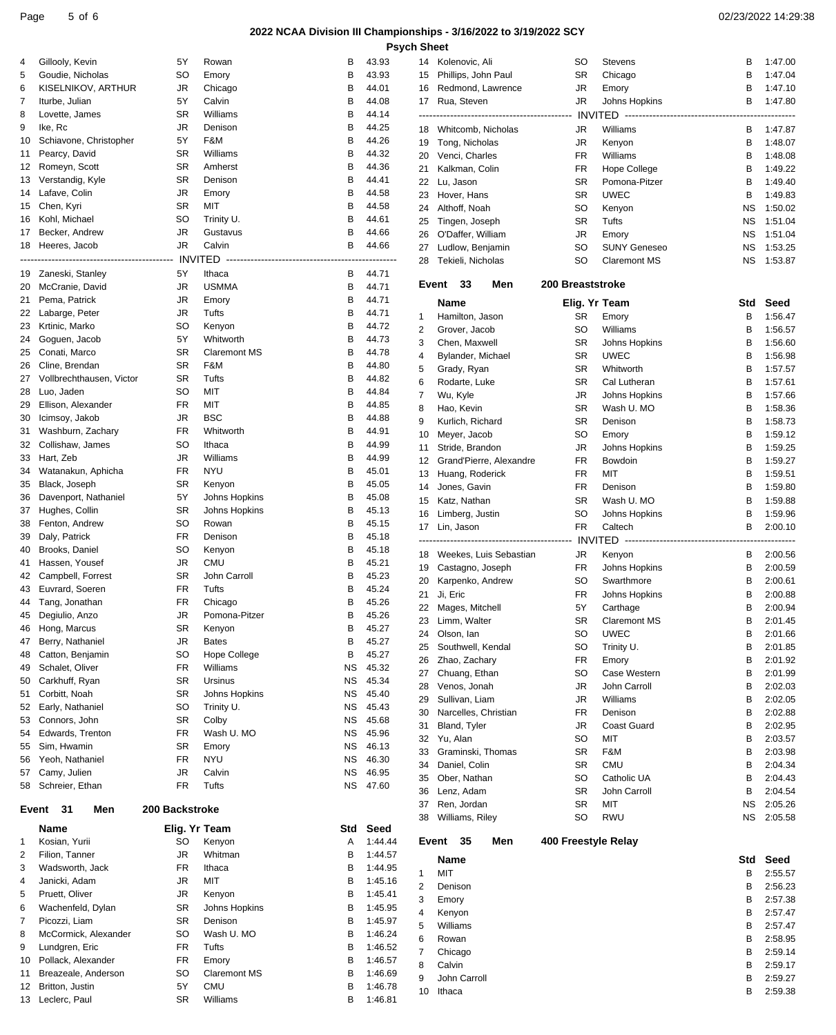## 2022 NCAA Division III Championships - 3/16/2022 to 3/19/2022 SCY

### Psych Sheet

| | Name | Elig. Yr | Team | Std | Seed |
|---|---|---|---|---|---|
| 4 | Gillooly, Kevin | 5Y | Rowan | B | 43.93 |
| 5 | Goudie, Nicholas | SO | Emory | B | 43.93 |
| 6 | KISELNIKOV, ARTHUR | JR | Chicago | B | 44.01 |
| 7 | Iturbe, Julian | 5Y | Calvin | B | 44.08 |
| 8 | Lovette, James | SR | Williams | B | 44.14 |
| 9 | Ike, Rc | JR | Denison | B | 44.25 |
| 10 | Schiavone, Christopher | 5Y | F&M | B | 44.26 |
| 11 | Pearcy, David | SR | Williams | B | 44.32 |
| 12 | Romeyn, Scott | SR | Amherst | B | 44.36 |
| 13 | Verstandig, Kyle | SR | Denison | B | 44.41 |
| 14 | Lafave, Colin | JR | Emory | B | 44.58 |
| 15 | Chen, Kyri | SR | MIT | B | 44.58 |
| 16 | Kohl, Michael | SO | Trinity U. | B | 44.61 |
| 17 | Becker, Andrew | JR | Gustavus | B | 44.66 |
| 18 | Heeres, Jacob | JR | Calvin | B | 44.66 |
| | INVITED | | | | |
| 19 | Zaneski, Stanley | 5Y | Ithaca | B | 44.71 |
| 20 | McCranie, David | JR | USMMA | B | 44.71 |
| 21 | Pema, Patrick | JR | Emory | B | 44.71 |
| 22 | Labarge, Peter | JR | Tufts | B | 44.71 |
| 23 | Krtinic, Marko | SO | Kenyon | B | 44.72 |
| 24 | Goguen, Jacob | 5Y | Whitworth | B | 44.73 |
| 25 | Conati, Marco | SR | Claremont MS | B | 44.78 |
| 26 | Cline, Brendan | SR | F&M | B | 44.80 |
| 27 | Vollbrechthausen, Victor | SR | Tufts | B | 44.82 |
| 28 | Luo, Jaden | SO | MIT | B | 44.84 |
| 29 | Ellison, Alexander | FR | MIT | B | 44.85 |
| 30 | Icimsoy, Jakob | JR | BSC | B | 44.88 |
| 31 | Washburn, Zachary | FR | Whitworth | B | 44.91 |
| 32 | Collishaw, James | SO | Ithaca | B | 44.99 |
| 33 | Hart, Zeb | JR | Williams | B | 44.99 |
| 34 | Watanakun, Aphicha | FR | NYU | B | 45.01 |
| 35 | Black, Joseph | SR | Kenyon | B | 45.05 |
| 36 | Davenport, Nathaniel | 5Y | Johns Hopkins | B | 45.08 |
| 37 | Hughes, Collin | SR | Johns Hopkins | B | 45.13 |
| 38 | Fenton, Andrew | SO | Rowan | B | 45.15 |
| 39 | Daly, Patrick | FR | Denison | B | 45.18 |
| 40 | Brooks, Daniel | SO | Kenyon | B | 45.18 |
| 41 | Hassen, Yousef | JR | CMU | B | 45.21 |
| 42 | Campbell, Forrest | SR | John Carroll | B | 45.23 |
| 43 | Euvrard, Soeren | FR | Tufts | B | 45.24 |
| 44 | Tang, Jonathan | FR | Chicago | B | 45.26 |
| 45 | Degiulio, Anzo | JR | Pomona-Pitzer | B | 45.26 |
| 46 | Hong, Marcus | SR | Kenyon | B | 45.27 |
| 47 | Berry, Nathaniel | JR | Bates | B | 45.27 |
| 48 | Catton, Benjamin | SO | Hope College | B | 45.27 |
| 49 | Schalet, Oliver | FR | Williams | NS | 45.32 |
| 50 | Carkhuff, Ryan | SR | Ursinus | NS | 45.34 |
| 51 | Corbitt, Noah | SR | Johns Hopkins | NS | 45.40 |
| 52 | Early, Nathaniel | SO | Trinity U. | NS | 45.43 |
| 53 | Connors, John | SR | Colby | NS | 45.68 |
| 54 | Edwards, Trenton | FR | Wash U. MO | NS | 45.96 |
| 55 | Sim, Hwamin | SR | Emory | NS | 46.13 |
| 56 | Yeoh, Nathaniel | FR | NYU | NS | 46.30 |
| 57 | Camy, Julien | JR | Calvin | NS | 46.95 |
| 58 | Schreier, Ethan | FR | Tufts | NS | 47.60 |

### Event 31 Men 200 Backstroke

| | Name | Elig. Yr | Team | Std | Seed |
|---|---|---|---|---|---|
| 1 | Kosian, Yurii | SO | Kenyon | A | 1:44.44 |
| 2 | Filion, Tanner | JR | Whitman | B | 1:44.57 |
| 3 | Wadsworth, Jack | FR | Ithaca | B | 1:44.95 |
| 4 | Janicki, Adam | JR | MIT | B | 1:45.16 |
| 5 | Pruett, Oliver | JR | Kenyon | B | 1:45.41 |
| 6 | Wachenfeld, Dylan | SR | Johns Hopkins | B | 1:45.95 |
| 7 | Picozzi, Liam | SR | Denison | B | 1:45.97 |
| 8 | McCormick, Alexander | SO | Wash U. MO | B | 1:46.24 |
| 9 | Lundgren, Eric | FR | Tufts | B | 1:46.52 |
| 10 | Pollack, Alexander | FR | Emory | B | 1:46.57 |
| 11 | Breazeale, Anderson | SO | Claremont MS | B | 1:46.69 |
| 12 | Britton, Justin | 5Y | CMU | B | 1:46.78 |
| 13 | Leclerc, Paul | SR | Williams | B | 1:46.81 |
| 14 | Kolenovic, Ali | SO | Stevens | B | 1:47.00 |
| 15 | Phillips, John Paul | SR | Chicago | B | 1:47.04 |
| 16 | Redmond, Lawrence | JR | Emory | B | 1:47.10 |
| 17 | Rua, Steven | JR | Johns Hopkins | B | 1:47.80 |
| | INVITED | | | | |
| 18 | Whitcomb, Nicholas | JR | Williams | B | 1:47.87 |
| 19 | Tong, Nicholas | JR | Kenyon | B | 1:48.07 |
| 20 | Venci, Charles | FR | Williams | B | 1:48.08 |
| 21 | Kalkman, Colin | FR | Hope College | B | 1:49.22 |
| 22 | Lu, Jason | SR | Pomona-Pitzer | B | 1:49.40 |
| 23 | Hover, Hans | SR | UWEC | B | 1:49.83 |
| 24 | Althoff, Noah | SO | Kenyon | NS | 1:50.02 |
| 25 | Tingen, Joseph | SR | Tufts | NS | 1:51.04 |
| 26 | O'Daffer, William | JR | Emory | NS | 1:51.04 |
| 27 | Ludlow, Benjamin | SO | SUNY Geneseo | NS | 1:53.25 |
| 28 | Tekieli, Nicholas | SO | Claremont MS | NS | 1:53.87 |

### Event 33 Men 200 Breaststroke

| | Name | Elig. Yr | Team | Std | Seed |
|---|---|---|---|---|---|
| 1 | Hamilton, Jason | SR | Emory | B | 1:56.47 |
| 2 | Grover, Jacob | SO | Williams | B | 1:56.57 |
| 3 | Chen, Maxwell | SR | Johns Hopkins | B | 1:56.60 |
| 4 | Bylander, Michael | SR | UWEC | B | 1:56.98 |
| 5 | Grady, Ryan | SR | Whitworth | B | 1:57.57 |
| 6 | Rodarte, Luke | SR | Cal Lutheran | B | 1:57.61 |
| 7 | Wu, Kyle | JR | Johns Hopkins | B | 1:57.66 |
| 8 | Hao, Kevin | SR | Wash U. MO | B | 1:58.36 |
| 9 | Kurlich, Richard | SR | Denison | B | 1:58.73 |
| 10 | Meyer, Jacob | SO | Emory | B | 1:59.12 |
| 11 | Stride, Brandon | JR | Johns Hopkins | B | 1:59.25 |
| 12 | Grand'Pierre, Alexandre | FR | Bowdoin | B | 1:59.27 |
| 13 | Huang, Roderick | FR | MIT | B | 1:59.51 |
| 14 | Jones, Gavin | FR | Denison | B | 1:59.80 |
| 15 | Katz, Nathan | SR | Wash U. MO | B | 1:59.88 |
| 16 | Limberg, Justin | SO | Johns Hopkins | B | 1:59.96 |
| 17 | Lin, Jason | FR | Caltech | B | 2:00.10 |
| | INVITED | | | | |
| 18 | Weekes, Luis Sebastian | JR | Kenyon | B | 2:00.56 |
| 19 | Castagno, Joseph | FR | Johns Hopkins | B | 2:00.59 |
| 20 | Karpenko, Andrew | SO | Swarthmore | B | 2:00.61 |
| 21 | Ji, Eric | FR | Johns Hopkins | B | 2:00.88 |
| 22 | Mages, Mitchell | 5Y | Carthage | B | 2:00.94 |
| 23 | Limm, Walter | SR | Claremont MS | B | 2:01.45 |
| 24 | Olson, Ian | SO | UWEC | B | 2:01.66 |
| 25 | Southwell, Kendal | SO | Trinity U. | B | 2:01.85 |
| 26 | Zhao, Zachary | FR | Emory | B | 2:01.92 |
| 27 | Chuang, Ethan | SO | Case Western | B | 2:01.99 |
| 28 | Venos, Jonah | JR | John Carroll | B | 2:02.03 |
| 29 | Sullivan, Liam | JR | Williams | B | 2:02.05 |
| 30 | Narcelles, Christian | FR | Denison | B | 2:02.88 |
| 31 | Bland, Tyler | JR | Coast Guard | B | 2:02.95 |
| 32 | Yu, Alan | SO | MIT | B | 2:03.57 |
| 33 | Graminski, Thomas | SR | F&M | B | 2:03.98 |
| 34 | Daniel, Colin | SR | CMU | B | 2:04.34 |
| 35 | Ober, Nathan | SO | Catholic UA | B | 2:04.43 |
| 36 | Lenz, Adam | SR | John Carroll | B | 2:04.54 |
| 37 | Ren, Jordan | SR | MIT | NS | 2:05.26 |
| 38 | Williams, Riley | SO | RWU | NS | 2:05.58 |

### Event 35 Men 400 Freestyle Relay

| | Name | Std | Seed |
|---|---|---|---|
| 1 | MIT | B | 2:55.57 |
| 2 | Denison | B | 2:56.23 |
| 3 | Emory | B | 2:57.38 |
| 4 | Kenyon | B | 2:57.47 |
| 5 | Williams | B | 2:57.47 |
| 6 | Rowan | B | 2:58.95 |
| 7 | Chicago | B | 2:59.14 |
| 8 | Calvin | B | 2:59.17 |
| 9 | John Carroll | B | 2:59.27 |
| 10 | Ithaca | B | 2:59.38 |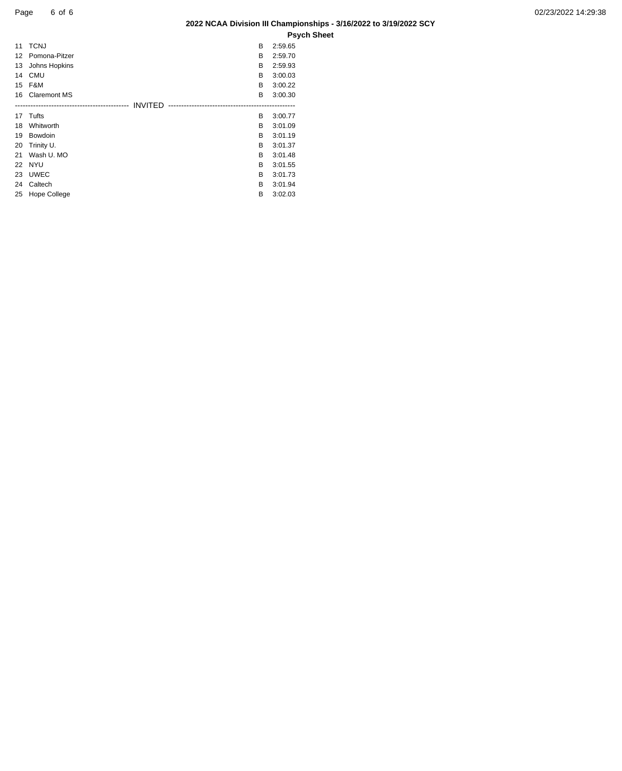**2022 NCAA Division III Championships - 3/16/2022 to 3/19/2022 SCY**

**Psych Sheet**

| | | | |
|---|---|---|---|
| 11 | TCNJ | B | 2:59.65 |
| 12 | Pomona-Pitzer | B | 2:59.70 |
| 13 | Johns Hopkins | B | 2:59.93 |
| 14 | CMU | B | 3:00.03 |
| 15 | F&M | B | 3:00.22 |
| 16 | Claremont MS | B | 3:00.30 |

---------------------------------------------- INVITED ----------------------------------------------

| | | | |
|---|---|---|---|
| 17 | Tufts | B | 3:00.77 |
| 18 | Whitworth | B | 3:01.09 |
| 19 | Bowdoin | B | 3:01.19 |
| 20 | Trinity U. | B | 3:01.37 |
| 21 | Wash U. MO | B | 3:01.48 |
| 22 | NYU | B | 3:01.55 |
| 23 | UWEC | B | 3:01.73 |
| 24 | Caltech | B | 3:01.94 |
| 25 | Hope College | B | 3:02.03 |